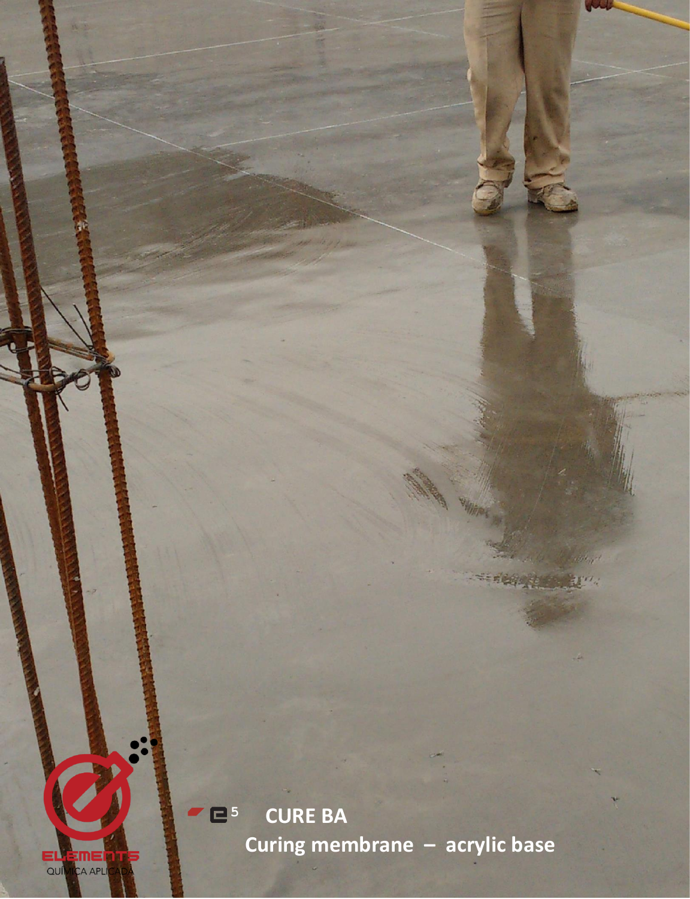# CURE BA

## Curing membrane – acrylic base

ELEMENTS QUÍMICA APLICADA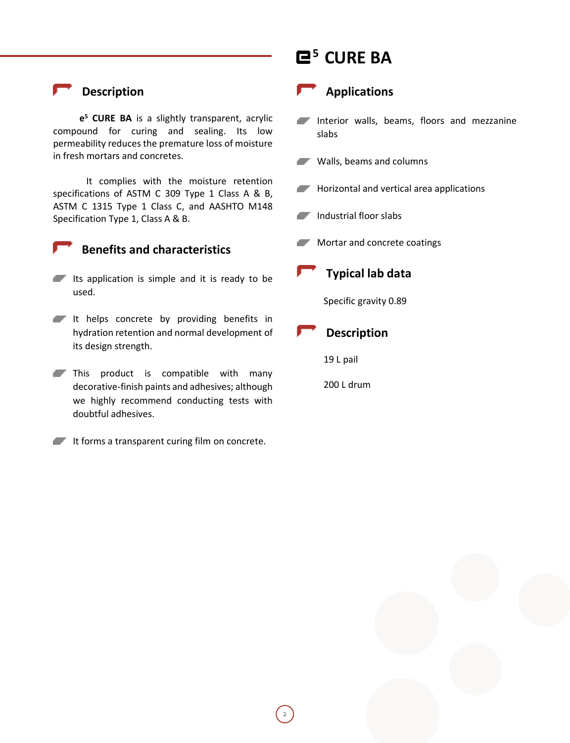# e[5] CURE BA

## Description

**e[5] CURE BA** is a slightly transparent, acrylic compound for curing and sealing. Its low permeability reduces the premature loss of moisture in fresh mortars and concretes.

It complies with the moisture retention specifications of ASTM C 309 Type 1 Class A & B, ASTM C 1315 Type 1 Class C, and AASHTO M148 Specification Type 1, Class A & B.

## Benefits and characteristics

- Its application is simple and it is ready to be used.
- It helps concrete by providing benefits in hydration retention and normal development of its design strength.
- This product is compatible with many decorative-finish paints and adhesives; although we highly recommend conducting tests with doubtful adhesives.
- It forms a transparent curing film on concrete.

## Applications

- Interior walls, beams, floors and mezzanine slabs
- Walls, beams and columns
- Horizontal and vertical area applications
- Industrial floor slabs
- Mortar and concrete coatings

## Typical lab data

Specific gravity 0.89

## Description

19 L pail

200 L drum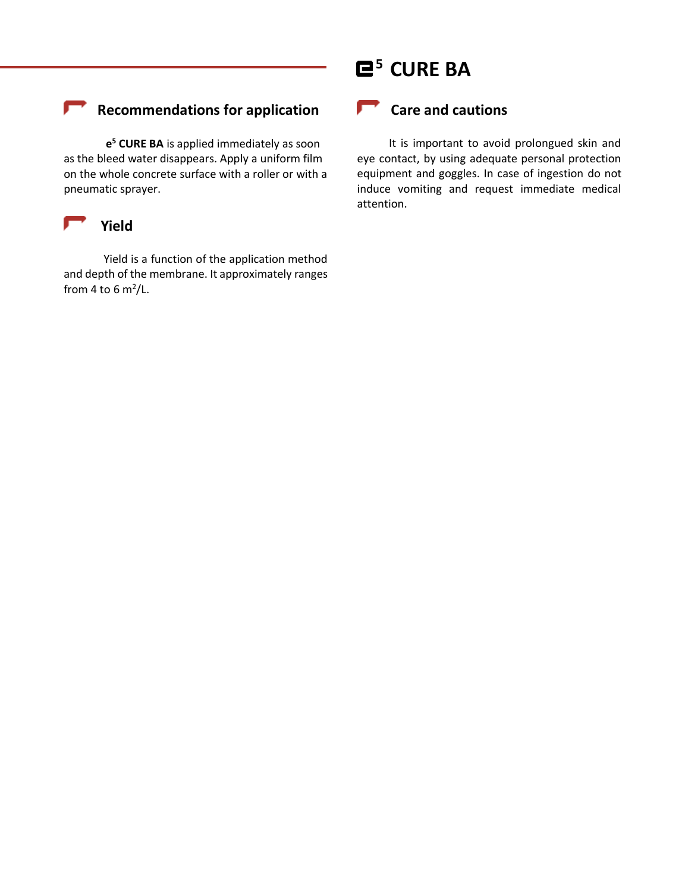# e⁵ CURE BA

## Recommendations for application

**e[5] CURE BA** is applied immediately as soon as the bleed water disappears. Apply a uniform film on the whole concrete surface with a roller or with a pneumatic sprayer.

## Yield

Yield is a function of the application method and depth of the membrane. It approximately ranges from 4 to 6 $m^2$/L.

## Care and cautions

It is important to avoid prolongued skin and eye contact, by using adequate personal protection equipment and goggles. In case of ingestion do not induce vomiting and request immediate medical attention.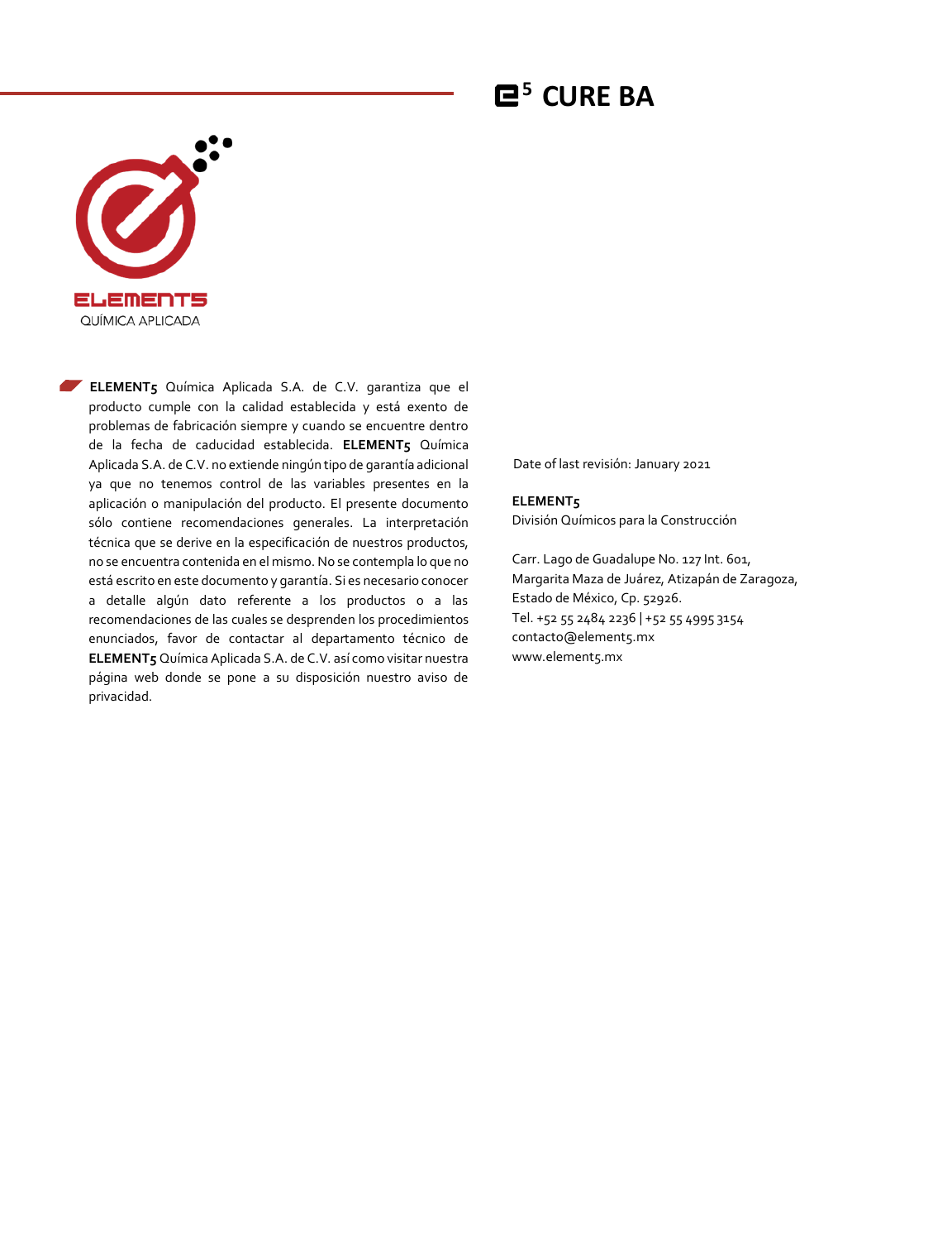# E5 CURE BA

ELEMENT5
QUÍMICA APLICADA

**ELEMENT5** Química Aplicada S.A. de C.V. garantiza que el producto cumple con la calidad establecida y está exento de problemas de fabricación siempre y cuando se encuentre dentro de la fecha de caducidad establecida. **ELEMENT5** Química Aplicada S.A. de C.V. no extiende ningún tipo de garantía adicional ya que no tenemos control de las variables presentes en la aplicación o manipulación del producto. El presente documento sólo contiene recomendaciones generales. La interpretación técnica que se derive en la especificación de nuestros productos, no se encuentra contenida en el mismo. No se contempla lo que no está escrito en este documento y garantía. Si es necesario conocer a detalle algún dato referente a los productos o a las recomendaciones de las cuales se desprenden los procedimientos enunciados, favor de contactar al departamento técnico de **ELEMENT5** Química Aplicada S.A. de C.V. así como visitar nuestra página web donde se pone a su disposición nuestro aviso de privacidad.

Date of last revisión: January 2021

**ELEMENT5**
División Químicos para la Construcción

Carr. Lago de Guadalupe No. 127 Int. 601,
Margarita Maza de Juárez, Atizapán de Zaragoza,
Estado de México, Cp. 52926.
Tel. +52 55 2484 2236 | +52 55 4995 3154
contacto@element5.mx
www.element5.mx